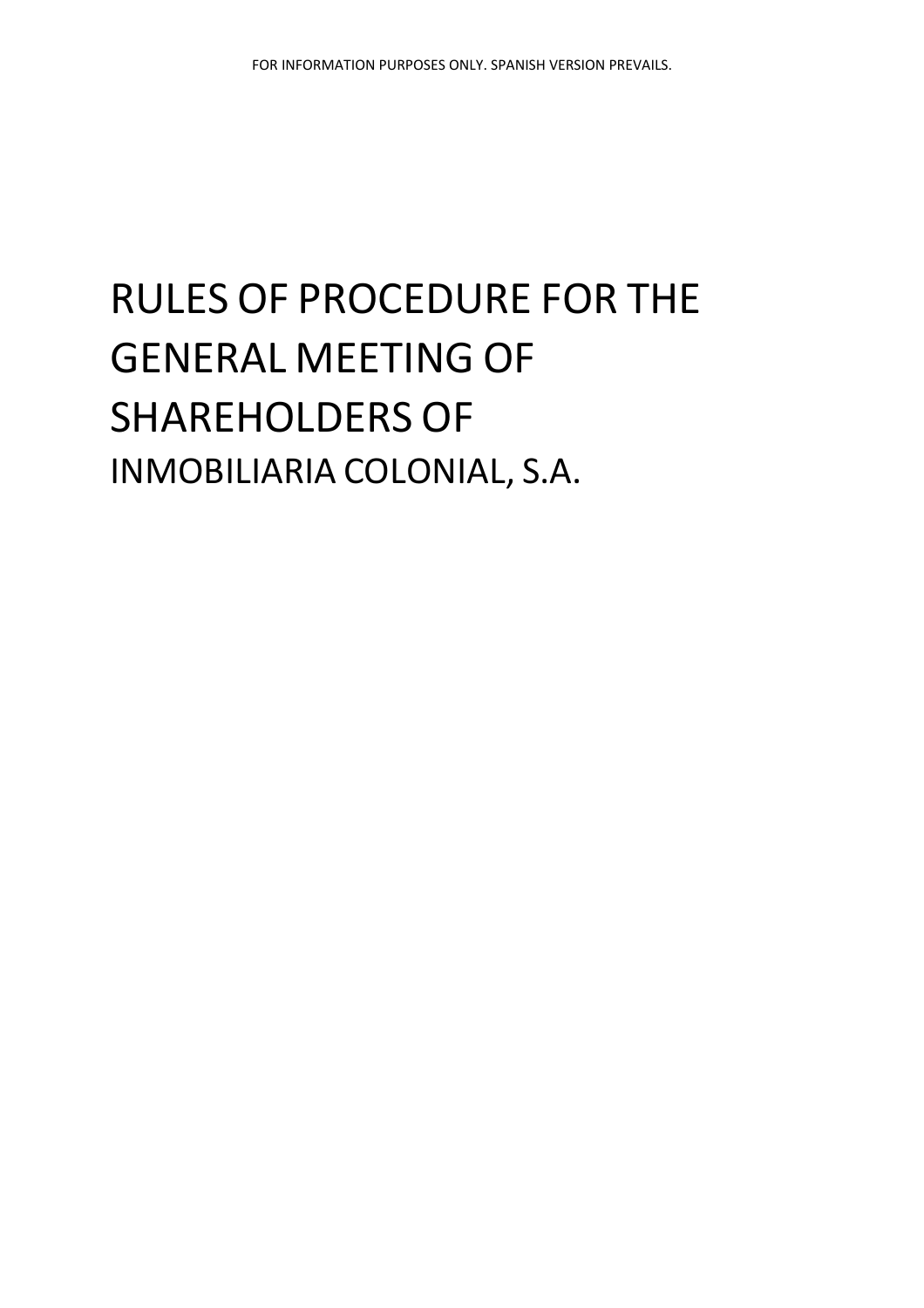FOR INFORMATION PURPOSES ONLY. SPANISH VERSION PREVAILS.

# RULES OF PROCEDURE FOR THE GENERAL MEETING OF SHAREHOLDERS OF INMOBILIARIA COLONIAL, S.A.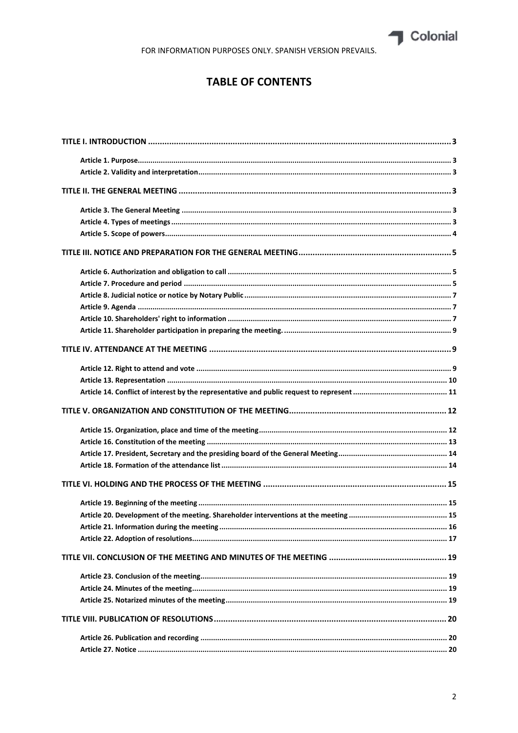# TABLE OF CONTENTS

**TITLE I. INTRODUCTION** ..... 3

- **Article 1. Purpose** ..... 3
- **Article 2. Validity and interpretation** ..... 3

**TITLE II. THE GENERAL MEETING** ..... 3

- **Article 3. The General Meeting** ..... 3
- **Article 4. Types of meetings** ..... 3
- **Article 5. Scope of powers** ..... 4

**TITLE III. NOTICE AND PREPARATION FOR THE GENERAL MEETING** ..... 5

- **Article 6. Authorization and obligation to call** ..... 5
- **Article 7. Procedure and period** ..... 5
- **Article 8. Judicial notice or notice by Notary Public** ..... 7
- **Article 9. Agenda** ..... 7
- **Article 10. Shareholders' right to information** ..... 7
- **Article 11. Shareholder participation in preparing the meeting.** ..... 9

**TITLE IV. ATTENDANCE AT THE MEETING** ..... 9

- **Article 12. Right to attend and vote** ..... 9
- **Article 13. Representation** ..... 10
- **Article 14. Conflict of interest by the representative and public request to represent** ..... 11

**TITLE V. ORGANIZATION AND CONSTITUTION OF THE MEETING** ..... 12

- **Article 15. Organization, place and time of the meeting** ..... 12
- **Article 16. Constitution of the meeting** ..... 13
- **Article 17. President, Secretary and the presiding board of the General Meeting** ..... 14
- **Article 18. Formation of the attendance list** ..... 14

**TITLE VI. HOLDING AND THE PROCESS OF THE MEETING** ..... 15

- **Article 19. Beginning of the meeting** ..... 15
- **Article 20. Development of the meeting. Shareholder interventions at the meeting** ..... 15
- **Article 21. Information during the meeting** ..... 16
- **Article 22. Adoption of resolutions** ..... 17

**TITLE VII. CONCLUSION OF THE MEETING AND MINUTES OF THE MEETING** ..... 19

- **Article 23. Conclusion of the meeting** ..... 19
- **Article 24. Minutes of the meeting** ..... 19
- **Article 25. Notarized minutes of the meeting** ..... 19

**TITLE VIII. PUBLICATION OF RESOLUTIONS** ..... 20

- **Article 26. Publication and recording** ..... 20
- **Article 27. Notice** ..... 20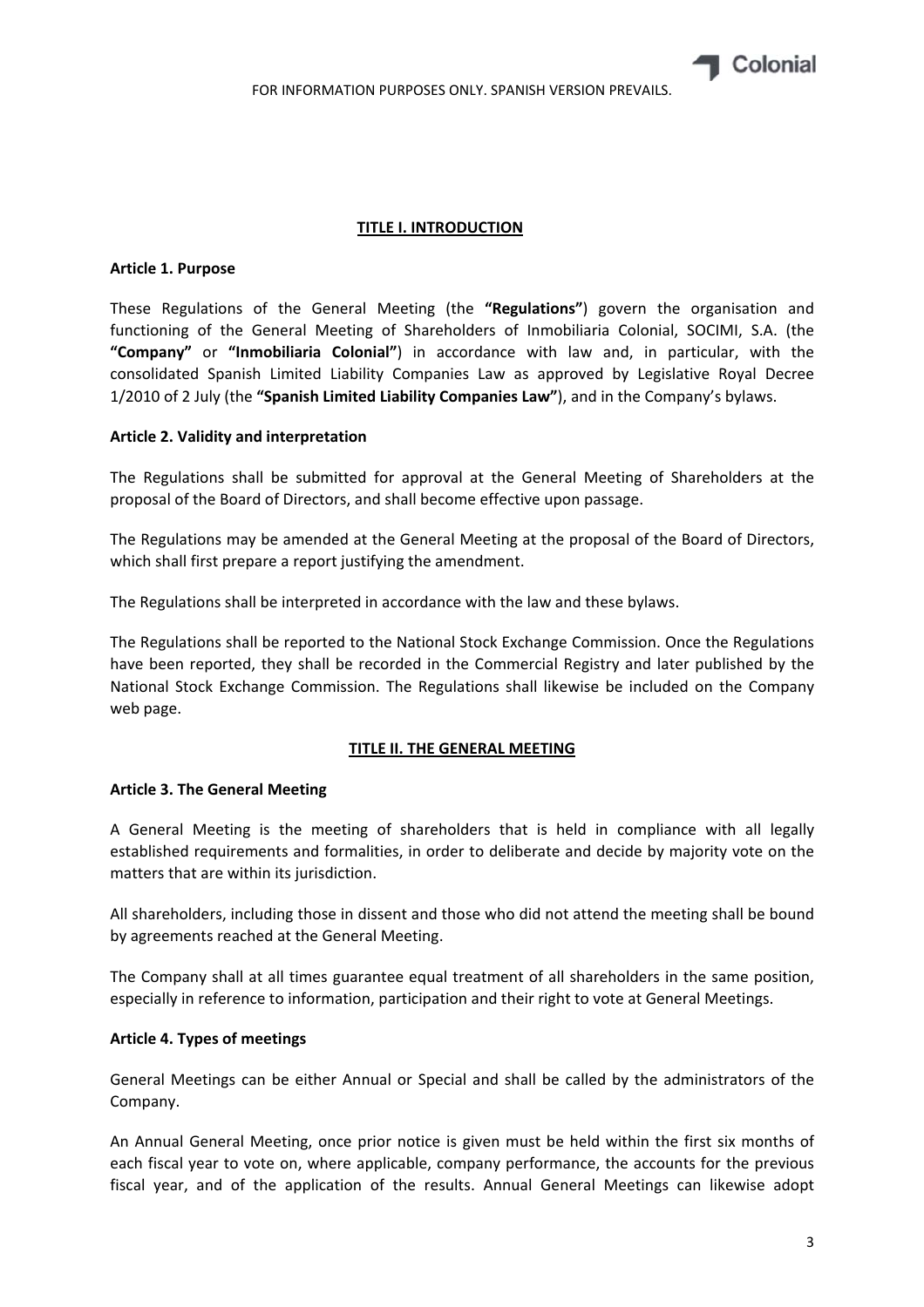## TITLE I. INTRODUCTION

### Article 1. Purpose

These Regulations of the General Meeting (the **"Regulations"**) govern the organisation and functioning of the General Meeting of Shareholders of Inmobiliaria Colonial, SOCIMI, S.A. (the **"Company"** or **"Inmobiliaria Colonial"**) in accordance with law and, in particular, with the consolidated Spanish Limited Liability Companies Law as approved by Legislative Royal Decree 1/2010 of 2 July (the **"Spanish Limited Liability Companies Law"**), and in the Company's bylaws.

### Article 2. Validity and interpretation

The Regulations shall be submitted for approval at the General Meeting of Shareholders at the proposal of the Board of Directors, and shall become effective upon passage.

The Regulations may be amended at the General Meeting at the proposal of the Board of Directors, which shall first prepare a report justifying the amendment.

The Regulations shall be interpreted in accordance with the law and these bylaws.

The Regulations shall be reported to the National Stock Exchange Commission. Once the Regulations have been reported, they shall be recorded in the Commercial Registry and later published by the National Stock Exchange Commission. The Regulations shall likewise be included on the Company web page.

## TITLE II. THE GENERAL MEETING

### Article 3. The General Meeting

A General Meeting is the meeting of shareholders that is held in compliance with all legally established requirements and formalities, in order to deliberate and decide by majority vote on the matters that are within its jurisdiction.

All shareholders, including those in dissent and those who did not attend the meeting shall be bound by agreements reached at the General Meeting.

The Company shall at all times guarantee equal treatment of all shareholders in the same position, especially in reference to information, participation and their right to vote at General Meetings.

### Article 4. Types of meetings

General Meetings can be either Annual or Special and shall be called by the administrators of the Company.

An Annual General Meeting, once prior notice is given must be held within the first six months of each fiscal year to vote on, where applicable, company performance, the accounts for the previous fiscal year, and of the application of the results. Annual General Meetings can likewise adopt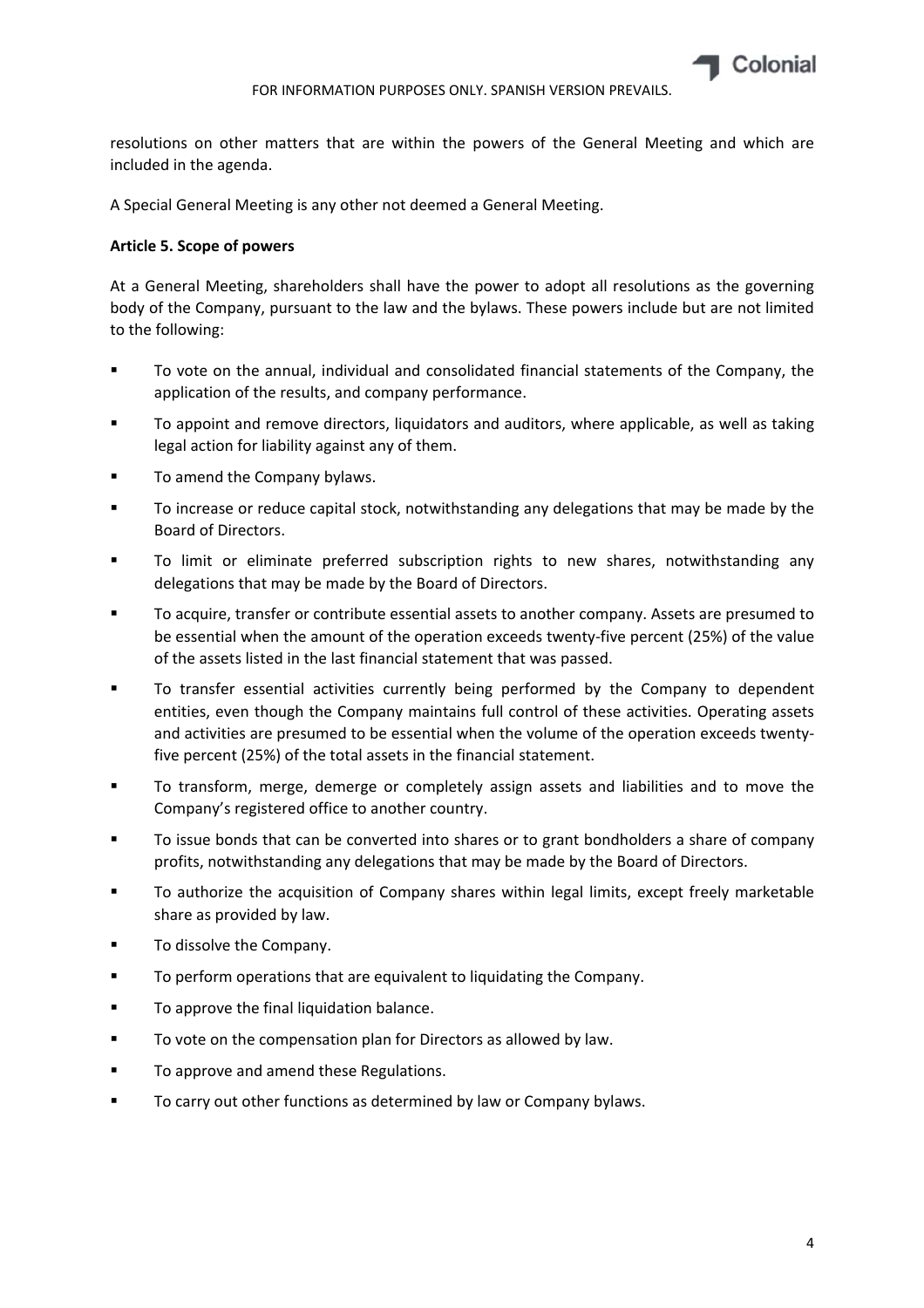resolutions on other matters that are within the powers of the General Meeting and which are included in the agenda.

A Special General Meeting is any other not deemed a General Meeting.

**Article 5. Scope of powers**

At a General Meeting, shareholders shall have the power to adopt all resolutions as the governing body of the Company, pursuant to the law and the bylaws. These powers include but are not limited to the following:

- To vote on the annual, individual and consolidated financial statements of the Company, the application of the results, and company performance.
- To appoint and remove directors, liquidators and auditors, where applicable, as well as taking legal action for liability against any of them.
- To amend the Company bylaws.
- To increase or reduce capital stock, notwithstanding any delegations that may be made by the Board of Directors.
- To limit or eliminate preferred subscription rights to new shares, notwithstanding any delegations that may be made by the Board of Directors.
- To acquire, transfer or contribute essential assets to another company. Assets are presumed to be essential when the amount of the operation exceeds twenty-five percent (25%) of the value of the assets listed in the last financial statement that was passed.
- To transfer essential activities currently being performed by the Company to dependent entities, even though the Company maintains full control of these activities. Operating assets and activities are presumed to be essential when the volume of the operation exceeds twenty-five percent (25%) of the total assets in the financial statement.
- To transform, merge, demerge or completely assign assets and liabilities and to move the Company's registered office to another country.
- To issue bonds that can be converted into shares or to grant bondholders a share of company profits, notwithstanding any delegations that may be made by the Board of Directors.
- To authorize the acquisition of Company shares within legal limits, except freely marketable share as provided by law.
- To dissolve the Company.
- To perform operations that are equivalent to liquidating the Company.
- To approve the final liquidation balance.
- To vote on the compensation plan for Directors as allowed by law.
- To approve and amend these Regulations.
- To carry out other functions as determined by law or Company bylaws.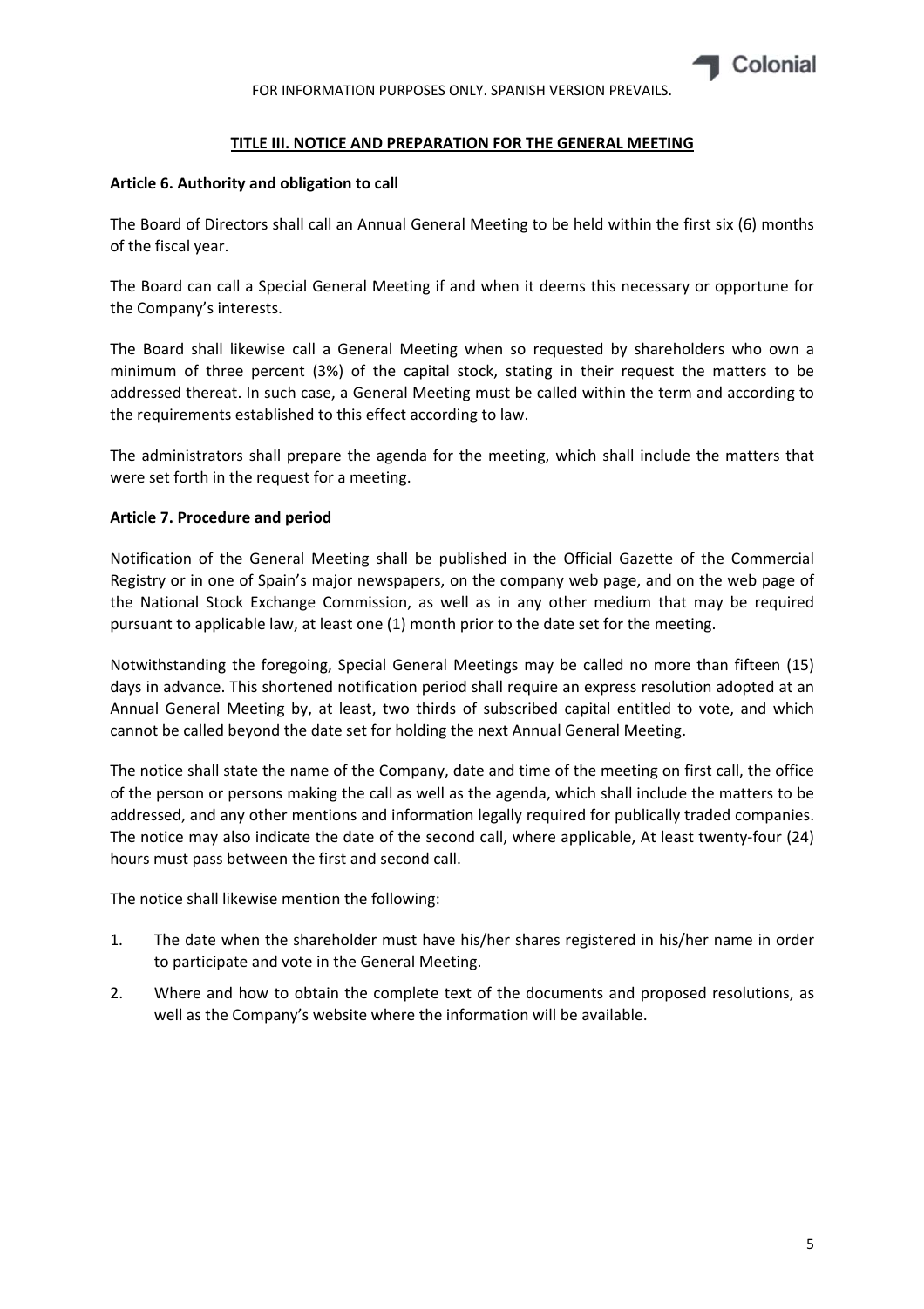## TITLE III. NOTICE AND PREPARATION FOR THE GENERAL MEETING

### Article 6. Authority and obligation to call

The Board of Directors shall call an Annual General Meeting to be held within the first six (6) months of the fiscal year.

The Board can call a Special General Meeting if and when it deems this necessary or opportune for the Company's interests.

The Board shall likewise call a General Meeting when so requested by shareholders who own a minimum of three percent (3%) of the capital stock, stating in their request the matters to be addressed thereat. In such case, a General Meeting must be called within the term and according to the requirements established to this effect according to law.

The administrators shall prepare the agenda for the meeting, which shall include the matters that were set forth in the request for a meeting.

### Article 7. Procedure and period

Notification of the General Meeting shall be published in the Official Gazette of the Commercial Registry or in one of Spain's major newspapers, on the company web page, and on the web page of the National Stock Exchange Commission, as well as in any other medium that may be required pursuant to applicable law, at least one (1) month prior to the date set for the meeting.

Notwithstanding the foregoing, Special General Meetings may be called no more than fifteen (15) days in advance. This shortened notification period shall require an express resolution adopted at an Annual General Meeting by, at least, two thirds of subscribed capital entitled to vote, and which cannot be called beyond the date set for holding the next Annual General Meeting.

The notice shall state the name of the Company, date and time of the meeting on first call, the office of the person or persons making the call as well as the agenda, which shall include the matters to be addressed, and any other mentions and information legally required for publically traded companies. The notice may also indicate the date of the second call, where applicable, At least twenty-four (24) hours must pass between the first and second call.

The notice shall likewise mention the following:

1. The date when the shareholder must have his/her shares registered in his/her name in order to participate and vote in the General Meeting.
2. Where and how to obtain the complete text of the documents and proposed resolutions, as well as the Company's website where the information will be available.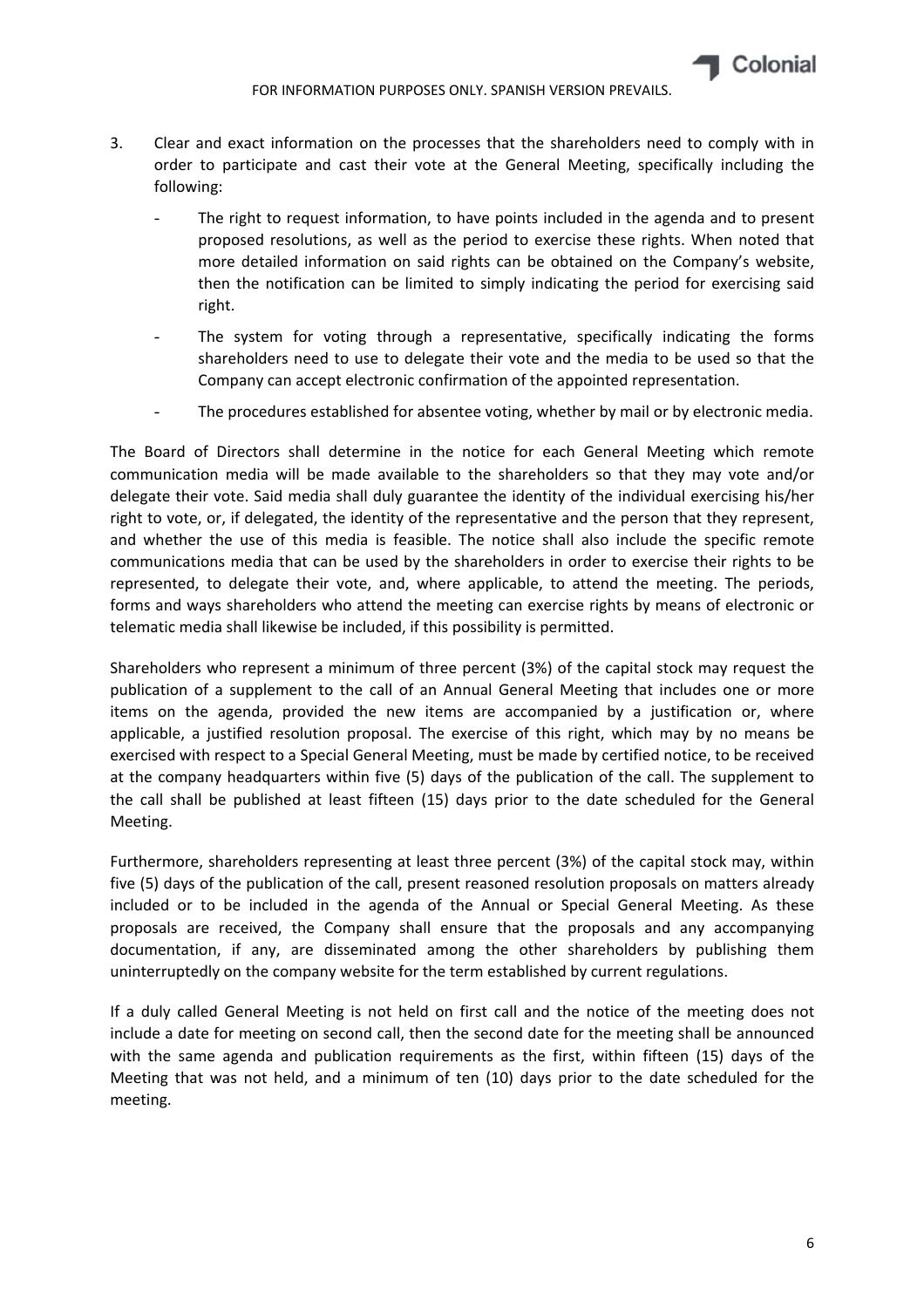3. Clear and exact information on the processes that the shareholders need to comply with in order to participate and cast their vote at the General Meeting, specifically including the following:

   - The right to request information, to have points included in the agenda and to present proposed resolutions, as well as the period to exercise these rights. When noted that more detailed information on said rights can be obtained on the Company's website, then the notification can be limited to simply indicating the period for exercising said right.
   - The system for voting through a representative, specifically indicating the forms shareholders need to use to delegate their vote and the media to be used so that the Company can accept electronic confirmation of the appointed representation.
   - The procedures established for absentee voting, whether by mail or by electronic media.

The Board of Directors shall determine in the notice for each General Meeting which remote communication media will be made available to the shareholders so that they may vote and/or delegate their vote. Said media shall duly guarantee the identity of the individual exercising his/her right to vote, or, if delegated, the identity of the representative and the person that they represent, and whether the use of this media is feasible. The notice shall also include the specific remote communications media that can be used by the shareholders in order to exercise their rights to be represented, to delegate their vote, and, where applicable, to attend the meeting. The periods, forms and ways shareholders who attend the meeting can exercise rights by means of electronic or telematic media shall likewise be included, if this possibility is permitted.

Shareholders who represent a minimum of three percent (3%) of the capital stock may request the publication of a supplement to the call of an Annual General Meeting that includes one or more items on the agenda, provided the new items are accompanied by a justification or, where applicable, a justified resolution proposal. The exercise of this right, which may by no means be exercised with respect to a Special General Meeting, must be made by certified notice, to be received at the company headquarters within five (5) days of the publication of the call. The supplement to the call shall be published at least fifteen (15) days prior to the date scheduled for the General Meeting.

Furthermore, shareholders representing at least three percent (3%) of the capital stock may, within five (5) days of the publication of the call, present reasoned resolution proposals on matters already included or to be included in the agenda of the Annual or Special General Meeting. As these proposals are received, the Company shall ensure that the proposals and any accompanying documentation, if any, are disseminated among the other shareholders by publishing them uninterruptedly on the company website for the term established by current regulations.

If a duly called General Meeting is not held on first call and the notice of the meeting does not include a date for meeting on second call, then the second date for the meeting shall be announced with the same agenda and publication requirements as the first, within fifteen (15) days of the Meeting that was not held, and a minimum of ten (10) days prior to the date scheduled for the meeting.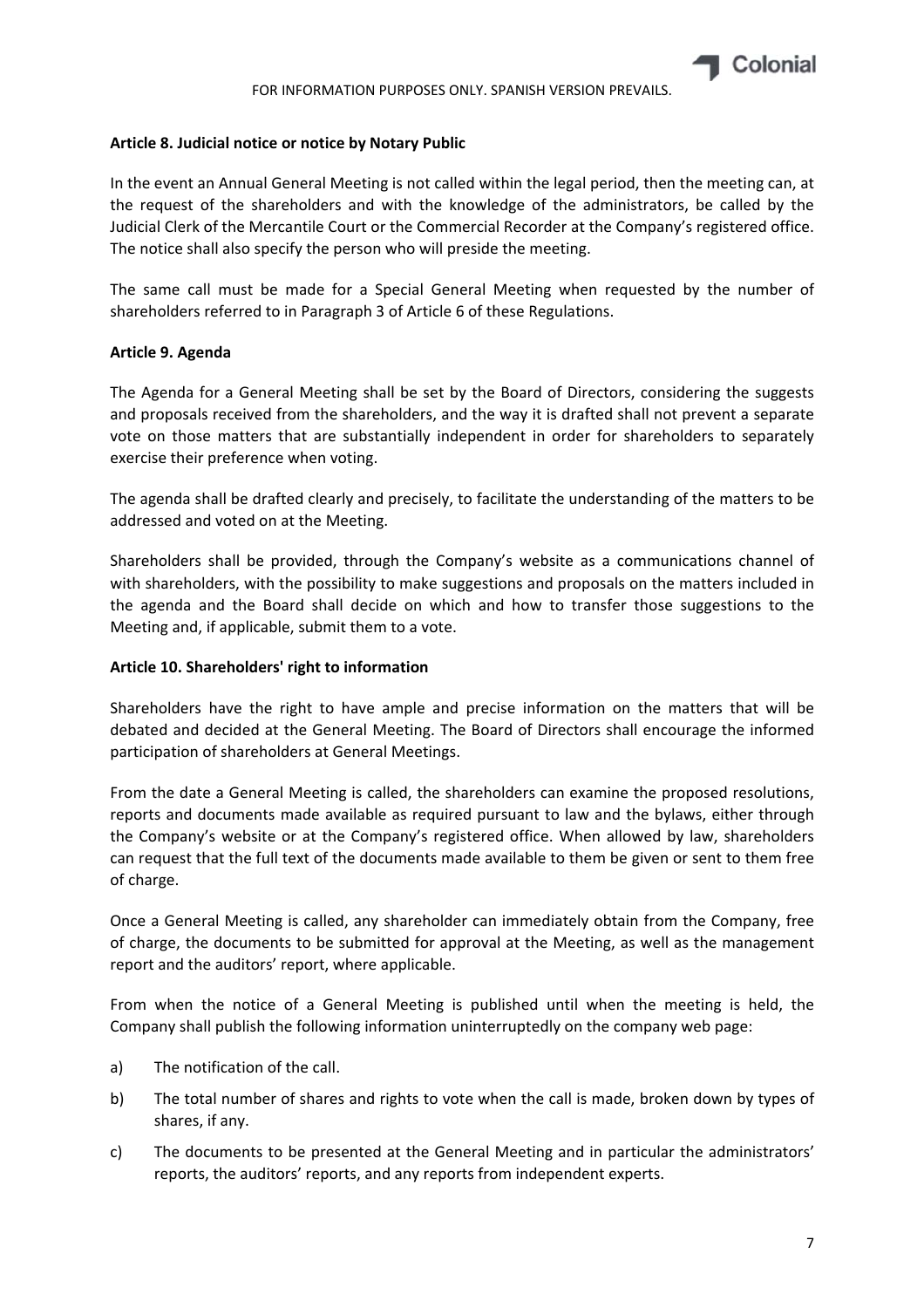**Article 8. Judicial notice or notice by Notary Public**

In the event an Annual General Meeting is not called within the legal period, then the meeting can, at the request of the shareholders and with the knowledge of the administrators, be called by the Judicial Clerk of the Mercantile Court or the Commercial Recorder at the Company's registered office. The notice shall also specify the person who will preside the meeting.

The same call must be made for a Special General Meeting when requested by the number of shareholders referred to in Paragraph 3 of Article 6 of these Regulations.

**Article 9. Agenda**

The Agenda for a General Meeting shall be set by the Board of Directors, considering the suggests and proposals received from the shareholders, and the way it is drafted shall not prevent a separate vote on those matters that are substantially independent in order for shareholders to separately exercise their preference when voting.

The agenda shall be drafted clearly and precisely, to facilitate the understanding of the matters to be addressed and voted on at the Meeting.

Shareholders shall be provided, through the Company's website as a communications channel of with shareholders, with the possibility to make suggestions and proposals on the matters included in the agenda and the Board shall decide on which and how to transfer those suggestions to the Meeting and, if applicable, submit them to a vote.

**Article 10. Shareholders' right to information**

Shareholders have the right to have ample and precise information on the matters that will be debated and decided at the General Meeting. The Board of Directors shall encourage the informed participation of shareholders at General Meetings.

From the date a General Meeting is called, the shareholders can examine the proposed resolutions, reports and documents made available as required pursuant to law and the bylaws, either through the Company's website or at the Company's registered office. When allowed by law, shareholders can request that the full text of the documents made available to them be given or sent to them free of charge.

Once a General Meeting is called, any shareholder can immediately obtain from the Company, free of charge, the documents to be submitted for approval at the Meeting, as well as the management report and the auditors' report, where applicable.

From when the notice of a General Meeting is published until when the meeting is held, the Company shall publish the following information uninterruptedly on the company web page:

a) The notification of the call.

b) The total number of shares and rights to vote when the call is made, broken down by types of shares, if any.

c) The documents to be presented at the General Meeting and in particular the administrators' reports, the auditors' reports, and any reports from independent experts.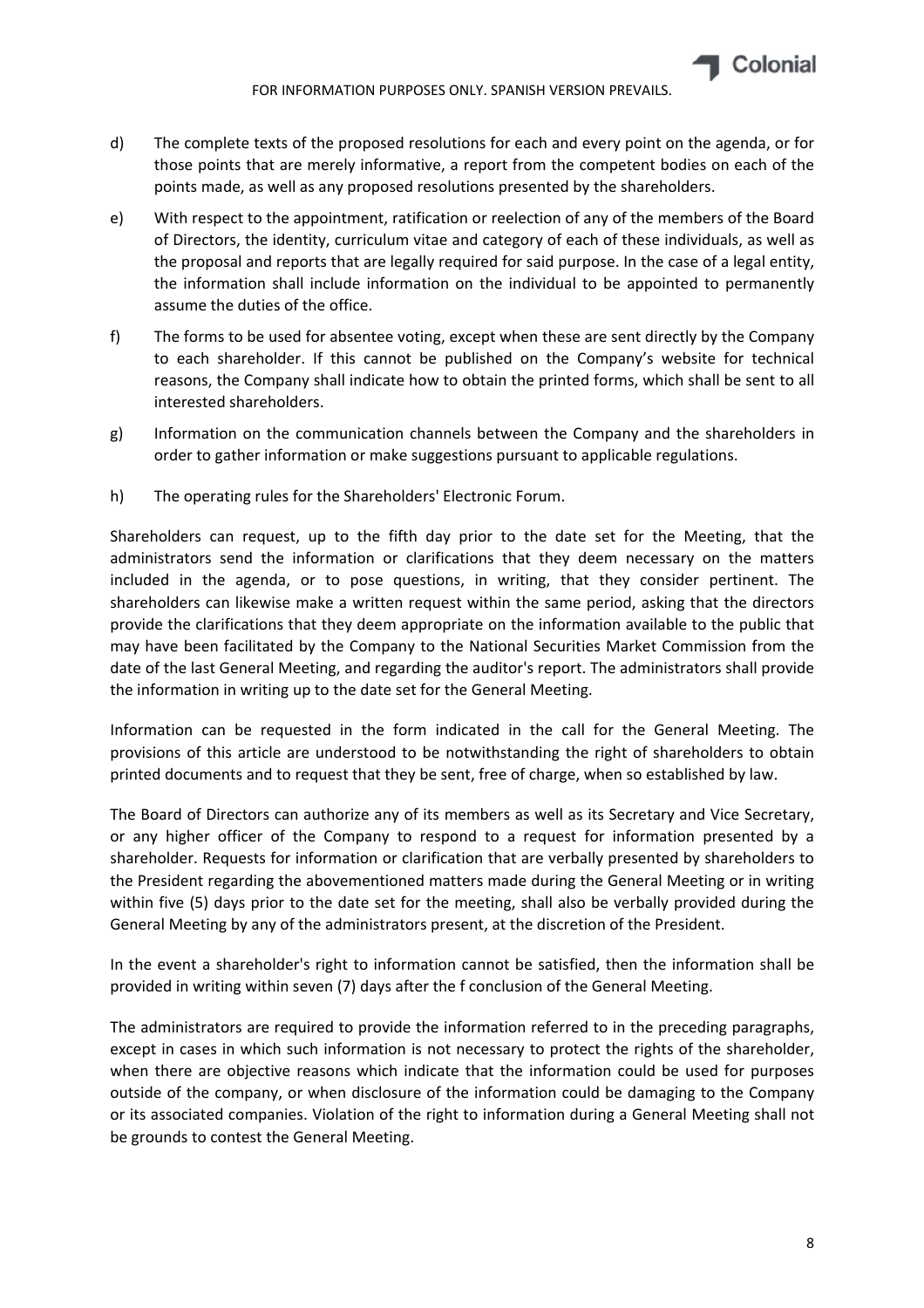d) The complete texts of the proposed resolutions for each and every point on the agenda, or for those points that are merely informative, a report from the competent bodies on each of the points made, as well as any proposed resolutions presented by the shareholders.

e) With respect to the appointment, ratification or reelection of any of the members of the Board of Directors, the identity, curriculum vitae and category of each of these individuals, as well as the proposal and reports that are legally required for said purpose. In the case of a legal entity, the information shall include information on the individual to be appointed to permanently assume the duties of the office.

f) The forms to be used for absentee voting, except when these are sent directly by the Company to each shareholder. If this cannot be published on the Company's website for technical reasons, the Company shall indicate how to obtain the printed forms, which shall be sent to all interested shareholders.

g) Information on the communication channels between the Company and the shareholders in order to gather information or make suggestions pursuant to applicable regulations.

h) The operating rules for the Shareholders' Electronic Forum.

Shareholders can request, up to the fifth day prior to the date set for the Meeting, that the administrators send the information or clarifications that they deem necessary on the matters included in the agenda, or to pose questions, in writing, that they consider pertinent. The shareholders can likewise make a written request within the same period, asking that the directors provide the clarifications that they deem appropriate on the information available to the public that may have been facilitated by the Company to the National Securities Market Commission from the date of the last General Meeting, and regarding the auditor's report. The administrators shall provide the information in writing up to the date set for the General Meeting.

Information can be requested in the form indicated in the call for the General Meeting. The provisions of this article are understood to be notwithstanding the right of shareholders to obtain printed documents and to request that they be sent, free of charge, when so established by law.

The Board of Directors can authorize any of its members as well as its Secretary and Vice Secretary, or any higher officer of the Company to respond to a request for information presented by a shareholder. Requests for information or clarification that are verbally presented by shareholders to the President regarding the abovementioned matters made during the General Meeting or in writing within five (5) days prior to the date set for the meeting, shall also be verbally provided during the General Meeting by any of the administrators present, at the discretion of the President.

In the event a shareholder's right to information cannot be satisfied, then the information shall be provided in writing within seven (7) days after the f conclusion of the General Meeting.

The administrators are required to provide the information referred to in the preceding paragraphs, except in cases in which such information is not necessary to protect the rights of the shareholder, when there are objective reasons which indicate that the information could be used for purposes outside of the company, or when disclosure of the information could be damaging to the Company or its associated companies. Violation of the right to information during a General Meeting shall not be grounds to contest the General Meeting.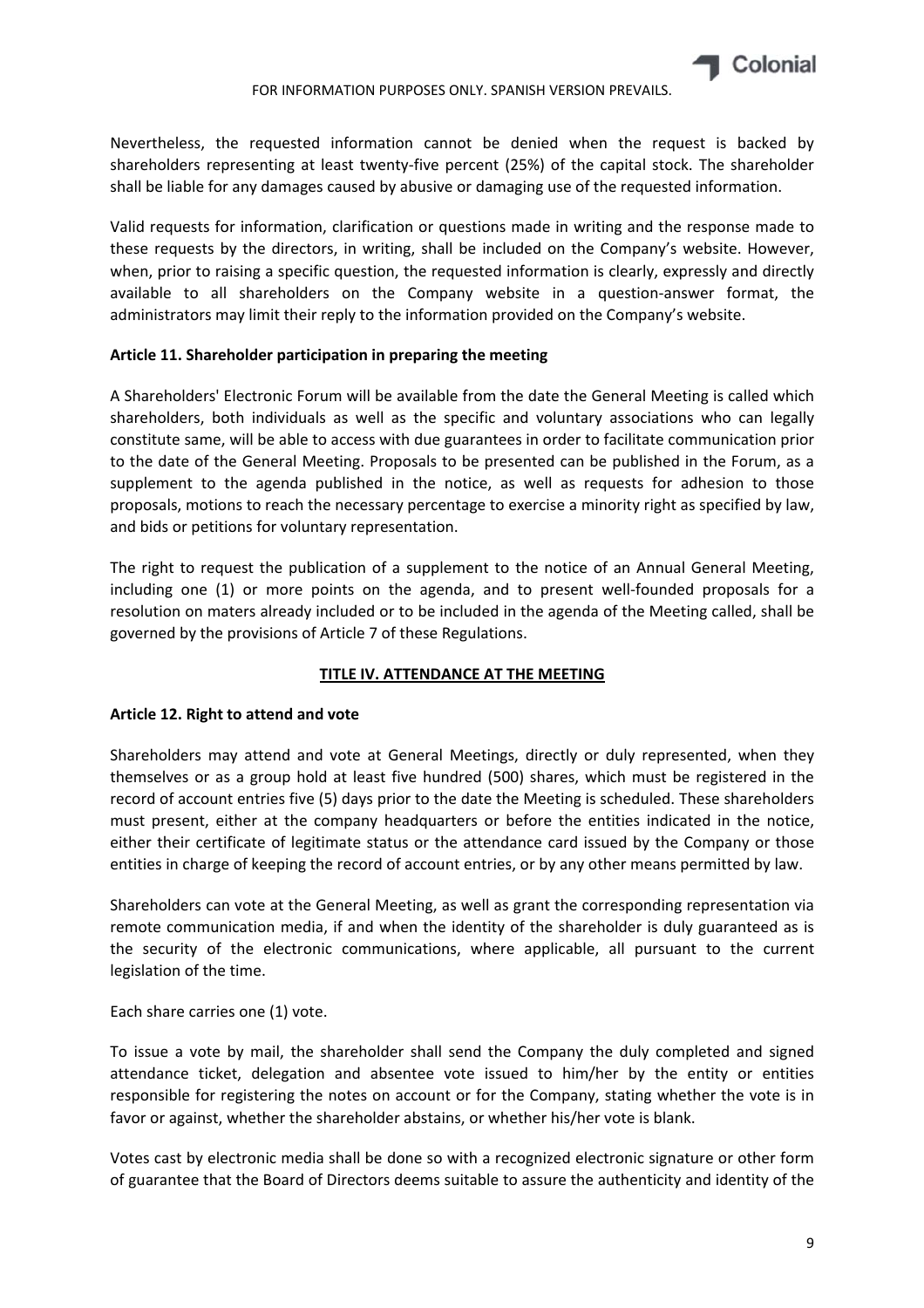Nevertheless, the requested information cannot be denied when the request is backed by shareholders representing at least twenty-five percent (25%) of the capital stock. The shareholder shall be liable for any damages caused by abusive or damaging use of the requested information.

Valid requests for information, clarification or questions made in writing and the response made to these requests by the directors, in writing, shall be included on the Company's website. However, when, prior to raising a specific question, the requested information is clearly, expressly and directly available to all shareholders on the Company website in a question-answer format, the administrators may limit their reply to the information provided on the Company's website.

**Article 11. Shareholder participation in preparing the meeting**

A Shareholders' Electronic Forum will be available from the date the General Meeting is called which shareholders, both individuals as well as the specific and voluntary associations who can legally constitute same, will be able to access with due guarantees in order to facilitate communication prior to the date of the General Meeting. Proposals to be presented can be published in the Forum, as a supplement to the agenda published in the notice, as well as requests for adhesion to those proposals, motions to reach the necessary percentage to exercise a minority right as specified by law, and bids or petitions for voluntary representation.

The right to request the publication of a supplement to the notice of an Annual General Meeting, including one (1) or more points on the agenda, and to present well-founded proposals for a resolution on maters already included or to be included in the agenda of the Meeting called, shall be governed by the provisions of Article 7 of these Regulations.

## TITLE IV. ATTENDANCE AT THE MEETING

**Article 12. Right to attend and vote**

Shareholders may attend and vote at General Meetings, directly or duly represented, when they themselves or as a group hold at least five hundred (500) shares, which must be registered in the record of account entries five (5) days prior to the date the Meeting is scheduled. These shareholders must present, either at the company headquarters or before the entities indicated in the notice, either their certificate of legitimate status or the attendance card issued by the Company or those entities in charge of keeping the record of account entries, or by any other means permitted by law.

Shareholders can vote at the General Meeting, as well as grant the corresponding representation via remote communication media, if and when the identity of the shareholder is duly guaranteed as is the security of the electronic communications, where applicable, all pursuant to the current legislation of the time.

Each share carries one (1) vote.

To issue a vote by mail, the shareholder shall send the Company the duly completed and signed attendance ticket, delegation and absentee vote issued to him/her by the entity or entities responsible for registering the notes on account or for the Company, stating whether the vote is in favor or against, whether the shareholder abstains, or whether his/her vote is blank.

Votes cast by electronic media shall be done so with a recognized electronic signature or other form of guarantee that the Board of Directors deems suitable to assure the authenticity and identity of the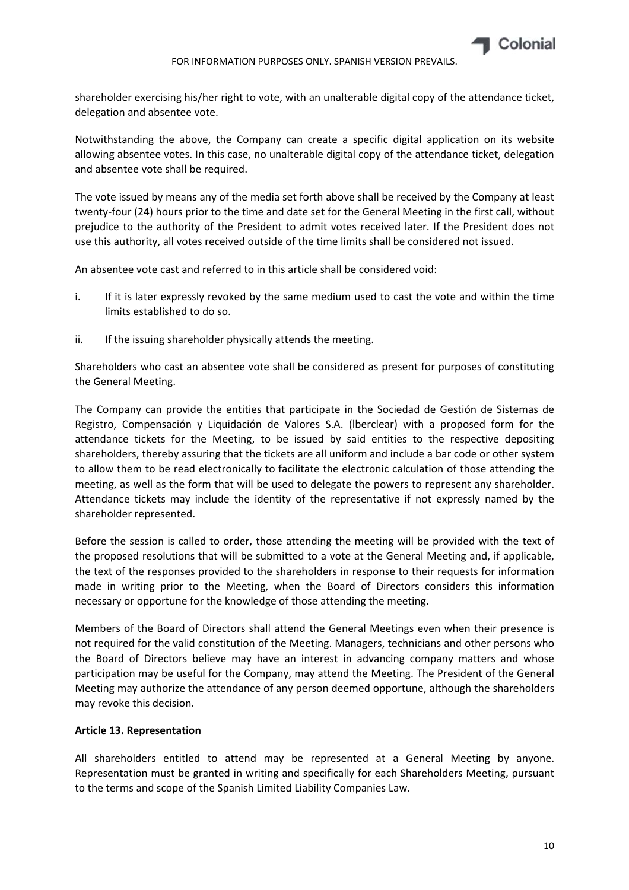shareholder exercising his/her right to vote, with an unalterable digital copy of the attendance ticket, delegation and absentee vote.

Notwithstanding the above, the Company can create a specific digital application on its website allowing absentee votes. In this case, no unalterable digital copy of the attendance ticket, delegation and absentee vote shall be required.

The vote issued by means any of the media set forth above shall be received by the Company at least twenty-four (24) hours prior to the time and date set for the General Meeting in the first call, without prejudice to the authority of the President to admit votes received later. If the President does not use this authority, all votes received outside of the time limits shall be considered not issued.

An absentee vote cast and referred to in this article shall be considered void:

i. If it is later expressly revoked by the same medium used to cast the vote and within the time limits established to do so.

ii. If the issuing shareholder physically attends the meeting.

Shareholders who cast an absentee vote shall be considered as present for purposes of constituting the General Meeting.

The Company can provide the entities that participate in the Sociedad de Gestión de Sistemas de Registro, Compensación y Liquidación de Valores S.A. (lberclear) with a proposed form for the attendance tickets for the Meeting, to be issued by said entities to the respective depositing shareholders, thereby assuring that the tickets are all uniform and include a bar code or other system to allow them to be read electronically to facilitate the electronic calculation of those attending the meeting, as well as the form that will be used to delegate the powers to represent any shareholder. Attendance tickets may include the identity of the representative if not expressly named by the shareholder represented.

Before the session is called to order, those attending the meeting will be provided with the text of the proposed resolutions that will be submitted to a vote at the General Meeting and, if applicable, the text of the responses provided to the shareholders in response to their requests for information made in writing prior to the Meeting, when the Board of Directors considers this information necessary or opportune for the knowledge of those attending the meeting.

Members of the Board of Directors shall attend the General Meetings even when their presence is not required for the valid constitution of the Meeting. Managers, technicians and other persons who the Board of Directors believe may have an interest in advancing company matters and whose participation may be useful for the Company, may attend the Meeting. The President of the General Meeting may authorize the attendance of any person deemed opportune, although the shareholders may revoke this decision.

**Article 13. Representation**

All shareholders entitled to attend may be represented at a General Meeting by anyone. Representation must be granted in writing and specifically for each Shareholders Meeting, pursuant to the terms and scope of the Spanish Limited Liability Companies Law.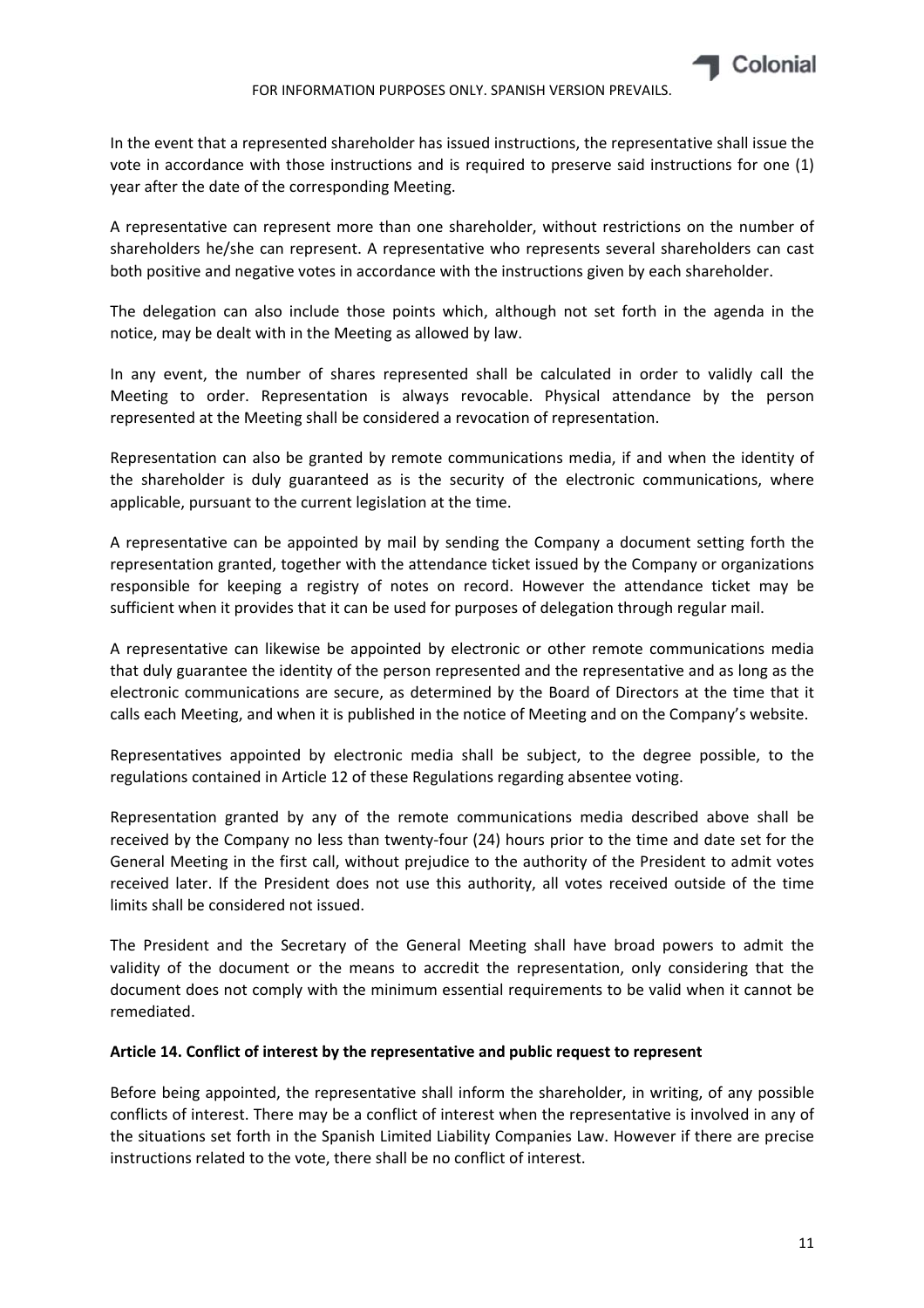In the event that a represented shareholder has issued instructions, the representative shall issue the vote in accordance with those instructions and is required to preserve said instructions for one (1) year after the date of the corresponding Meeting.

A representative can represent more than one shareholder, without restrictions on the number of shareholders he/she can represent. A representative who represents several shareholders can cast both positive and negative votes in accordance with the instructions given by each shareholder.

The delegation can also include those points which, although not set forth in the agenda in the notice, may be dealt with in the Meeting as allowed by law.

In any event, the number of shares represented shall be calculated in order to validly call the Meeting to order. Representation is always revocable. Physical attendance by the person represented at the Meeting shall be considered a revocation of representation.

Representation can also be granted by remote communications media, if and when the identity of the shareholder is duly guaranteed as is the security of the electronic communications, where applicable, pursuant to the current legislation at the time.

A representative can be appointed by mail by sending the Company a document setting forth the representation granted, together with the attendance ticket issued by the Company or organizations responsible for keeping a registry of notes on record. However the attendance ticket may be sufficient when it provides that it can be used for purposes of delegation through regular mail.

A representative can likewise be appointed by electronic or other remote communications media that duly guarantee the identity of the person represented and the representative and as long as the electronic communications are secure, as determined by the Board of Directors at the time that it calls each Meeting, and when it is published in the notice of Meeting and on the Company's website.

Representatives appointed by electronic media shall be subject, to the degree possible, to the regulations contained in Article 12 of these Regulations regarding absentee voting.

Representation granted by any of the remote communications media described above shall be received by the Company no less than twenty-four (24) hours prior to the time and date set for the General Meeting in the first call, without prejudice to the authority of the President to admit votes received later. If the President does not use this authority, all votes received outside of the time limits shall be considered not issued.

The President and the Secretary of the General Meeting shall have broad powers to admit the validity of the document or the means to accredit the representation, only considering that the document does not comply with the minimum essential requirements to be valid when it cannot be remediated.

**Article 14. Conflict of interest by the representative and public request to represent**

Before being appointed, the representative shall inform the shareholder, in writing, of any possible conflicts of interest. There may be a conflict of interest when the representative is involved in any of the situations set forth in the Spanish Limited Liability Companies Law. However if there are precise instructions related to the vote, there shall be no conflict of interest.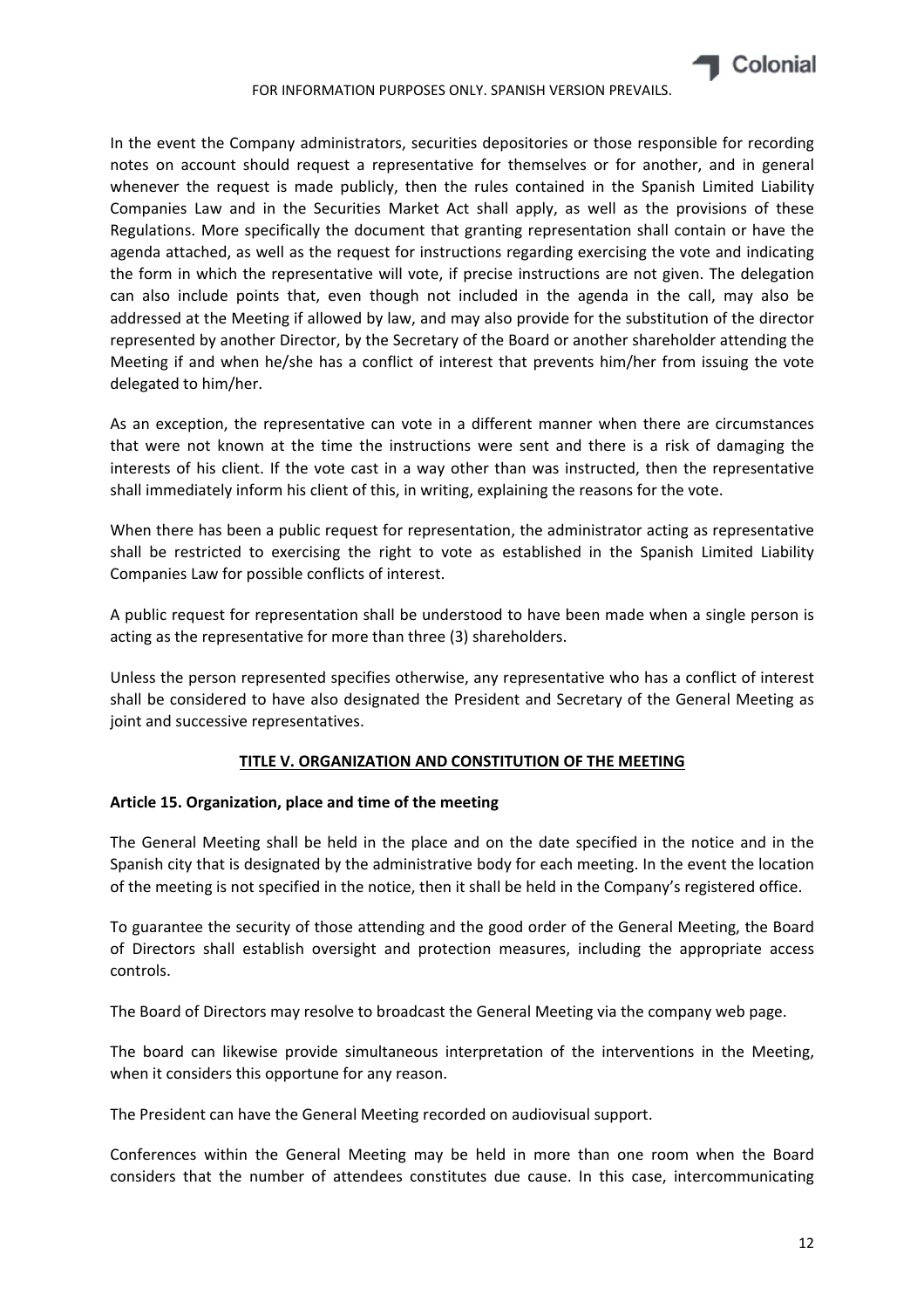In the event the Company administrators, securities depositories or those responsible for recording notes on account should request a representative for themselves or for another, and in general whenever the request is made publicly, then the rules contained in the Spanish Limited Liability Companies Law and in the Securities Market Act shall apply, as well as the provisions of these Regulations. More specifically the document that granting representation shall contain or have the agenda attached, as well as the request for instructions regarding exercising the vote and indicating the form in which the representative will vote, if precise instructions are not given. The delegation can also include points that, even though not included in the agenda in the call, may also be addressed at the Meeting if allowed by law, and may also provide for the substitution of the director represented by another Director, by the Secretary of the Board or another shareholder attending the Meeting if and when he/she has a conflict of interest that prevents him/her from issuing the vote delegated to him/her.

As an exception, the representative can vote in a different manner when there are circumstances that were not known at the time the instructions were sent and there is a risk of damaging the interests of his client. If the vote cast in a way other than was instructed, then the representative shall immediately inform his client of this, in writing, explaining the reasons for the vote.

When there has been a public request for representation, the administrator acting as representative shall be restricted to exercising the right to vote as established in the Spanish Limited Liability Companies Law for possible conflicts of interest.

A public request for representation shall be understood to have been made when a single person is acting as the representative for more than three (3) shareholders.

Unless the person represented specifies otherwise, any representative who has a conflict of interest shall be considered to have also designated the President and Secretary of the General Meeting as joint and successive representatives.

## TITLE V. ORGANIZATION AND CONSTITUTION OF THE MEETING

### Article 15. Organization, place and time of the meeting

The General Meeting shall be held in the place and on the date specified in the notice and in the Spanish city that is designated by the administrative body for each meeting. In the event the location of the meeting is not specified in the notice, then it shall be held in the Company's registered office.

To guarantee the security of those attending and the good order of the General Meeting, the Board of Directors shall establish oversight and protection measures, including the appropriate access controls.

The Board of Directors may resolve to broadcast the General Meeting via the company web page.

The board can likewise provide simultaneous interpretation of the interventions in the Meeting, when it considers this opportune for any reason.

The President can have the General Meeting recorded on audiovisual support.

Conferences within the General Meeting may be held in more than one room when the Board considers that the number of attendees constitutes due cause. In this case, intercommunicating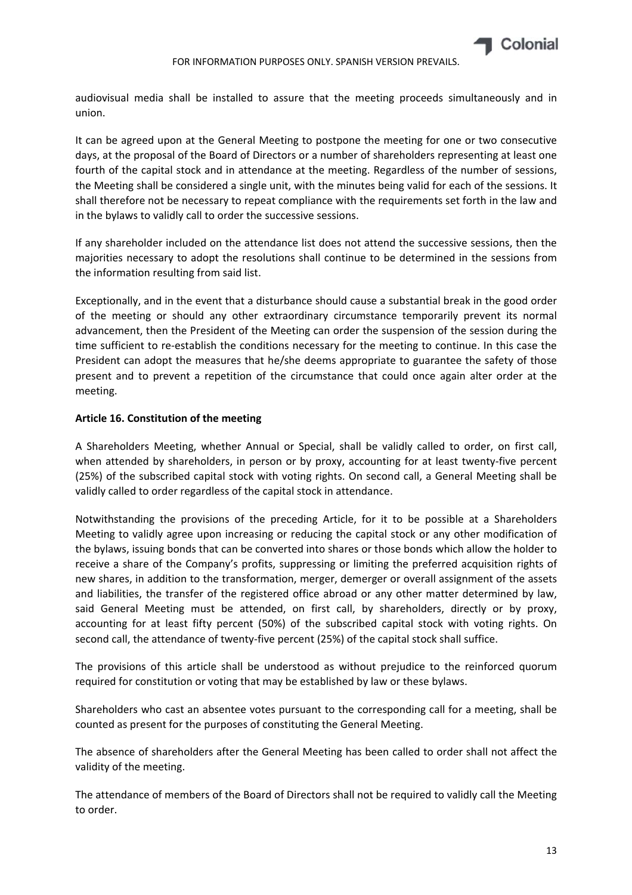audiovisual media shall be installed to assure that the meeting proceeds simultaneously and in union.

It can be agreed upon at the General Meeting to postpone the meeting for one or two consecutive days, at the proposal of the Board of Directors or a number of shareholders representing at least one fourth of the capital stock and in attendance at the meeting. Regardless of the number of sessions, the Meeting shall be considered a single unit, with the minutes being valid for each of the sessions. It shall therefore not be necessary to repeat compliance with the requirements set forth in the law and in the bylaws to validly call to order the successive sessions.

If any shareholder included on the attendance list does not attend the successive sessions, then the majorities necessary to adopt the resolutions shall continue to be determined in the sessions from the information resulting from said list.

Exceptionally, and in the event that a disturbance should cause a substantial break in the good order of the meeting or should any other extraordinary circumstance temporarily prevent its normal advancement, then the President of the Meeting can order the suspension of the session during the time sufficient to re-establish the conditions necessary for the meeting to continue. In this case the President can adopt the measures that he/she deems appropriate to guarantee the safety of those present and to prevent a repetition of the circumstance that could once again alter order at the meeting.

**Article 16. Constitution of the meeting**

A Shareholders Meeting, whether Annual or Special, shall be validly called to order, on first call, when attended by shareholders, in person or by proxy, accounting for at least twenty-five percent (25%) of the subscribed capital stock with voting rights. On second call, a General Meeting shall be validly called to order regardless of the capital stock in attendance.

Notwithstanding the provisions of the preceding Article, for it to be possible at a Shareholders Meeting to validly agree upon increasing or reducing the capital stock or any other modification of the bylaws, issuing bonds that can be converted into shares or those bonds which allow the holder to receive a share of the Company's profits, suppressing or limiting the preferred acquisition rights of new shares, in addition to the transformation, merger, demerger or overall assignment of the assets and liabilities, the transfer of the registered office abroad or any other matter determined by law, said General Meeting must be attended, on first call, by shareholders, directly or by proxy, accounting for at least fifty percent (50%) of the subscribed capital stock with voting rights. On second call, the attendance of twenty-five percent (25%) of the capital stock shall suffice.

The provisions of this article shall be understood as without prejudice to the reinforced quorum required for constitution or voting that may be established by law or these bylaws.

Shareholders who cast an absentee votes pursuant to the corresponding call for a meeting, shall be counted as present for the purposes of constituting the General Meeting.

The absence of shareholders after the General Meeting has been called to order shall not affect the validity of the meeting.

The attendance of members of the Board of Directors shall not be required to validly call the Meeting to order.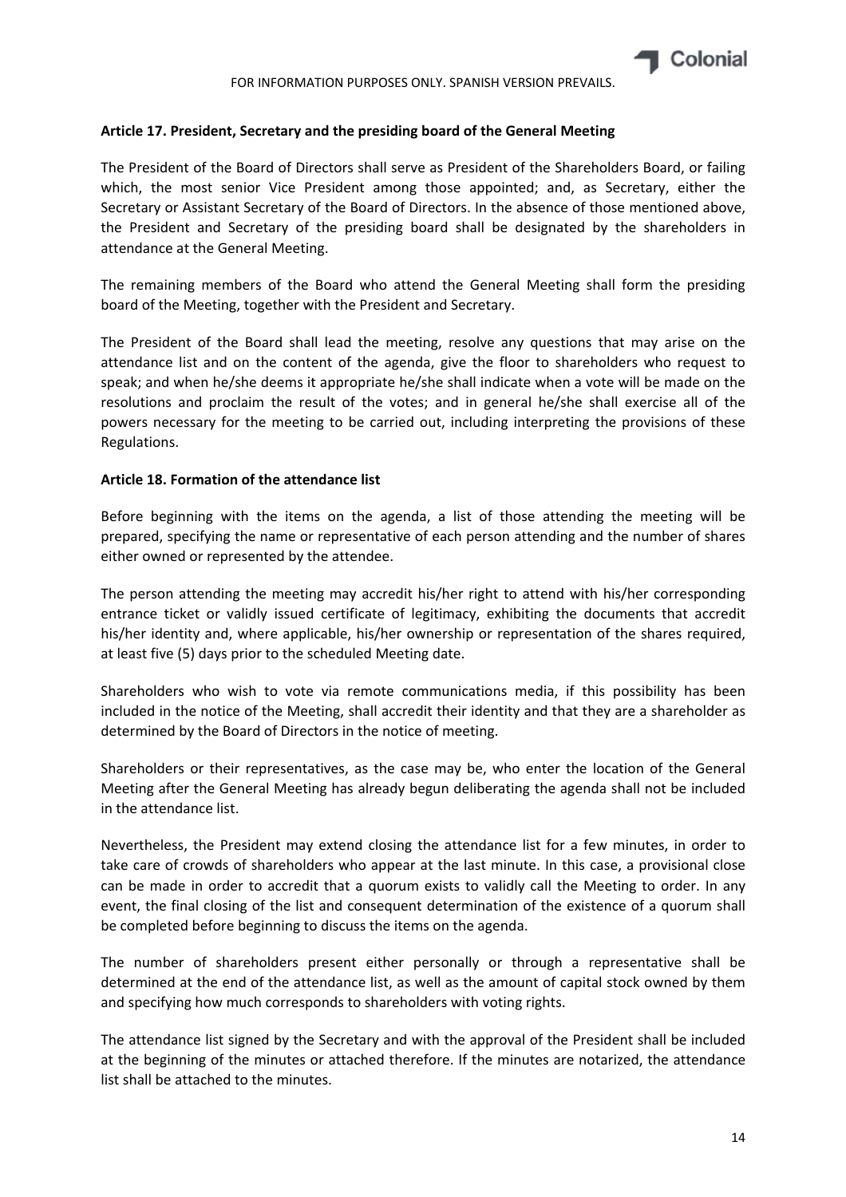### Article 17. President, Secretary and the presiding board of the General Meeting

The President of the Board of Directors shall serve as President of the Shareholders Board, or failing which, the most senior Vice President among those appointed; and, as Secretary, either the Secretary or Assistant Secretary of the Board of Directors. In the absence of those mentioned above, the President and Secretary of the presiding board shall be designated by the shareholders in attendance at the General Meeting.

The remaining members of the Board who attend the General Meeting shall form the presiding board of the Meeting, together with the President and Secretary.

The President of the Board shall lead the meeting, resolve any questions that may arise on the attendance list and on the content of the agenda, give the floor to shareholders who request to speak; and when he/she deems it appropriate he/she shall indicate when a vote will be made on the resolutions and proclaim the result of the votes; and in general he/she shall exercise all of the powers necessary for the meeting to be carried out, including interpreting the provisions of these Regulations.

### Article 18. Formation of the attendance list

Before beginning with the items on the agenda, a list of those attending the meeting will be prepared, specifying the name or representative of each person attending and the number of shares either owned or represented by the attendee.

The person attending the meeting may accredit his/her right to attend with his/her corresponding entrance ticket or validly issued certificate of legitimacy, exhibiting the documents that accredit his/her identity and, where applicable, his/her ownership or representation of the shares required, at least five (5) days prior to the scheduled Meeting date.

Shareholders who wish to vote via remote communications media, if this possibility has been included in the notice of the Meeting, shall accredit their identity and that they are a shareholder as determined by the Board of Directors in the notice of meeting.

Shareholders or their representatives, as the case may be, who enter the location of the General Meeting after the General Meeting has already begun deliberating the agenda shall not be included in the attendance list.

Nevertheless, the President may extend closing the attendance list for a few minutes, in order to take care of crowds of shareholders who appear at the last minute. In this case, a provisional close can be made in order to accredit that a quorum exists to validly call the Meeting to order. In any event, the final closing of the list and consequent determination of the existence of a quorum shall be completed before beginning to discuss the items on the agenda.

The number of shareholders present either personally or through a representative shall be determined at the end of the attendance list, as well as the amount of capital stock owned by them and specifying how much corresponds to shareholders with voting rights.

The attendance list signed by the Secretary and with the approval of the President shall be included at the beginning of the minutes or attached therefore. If the minutes are notarized, the attendance list shall be attached to the minutes.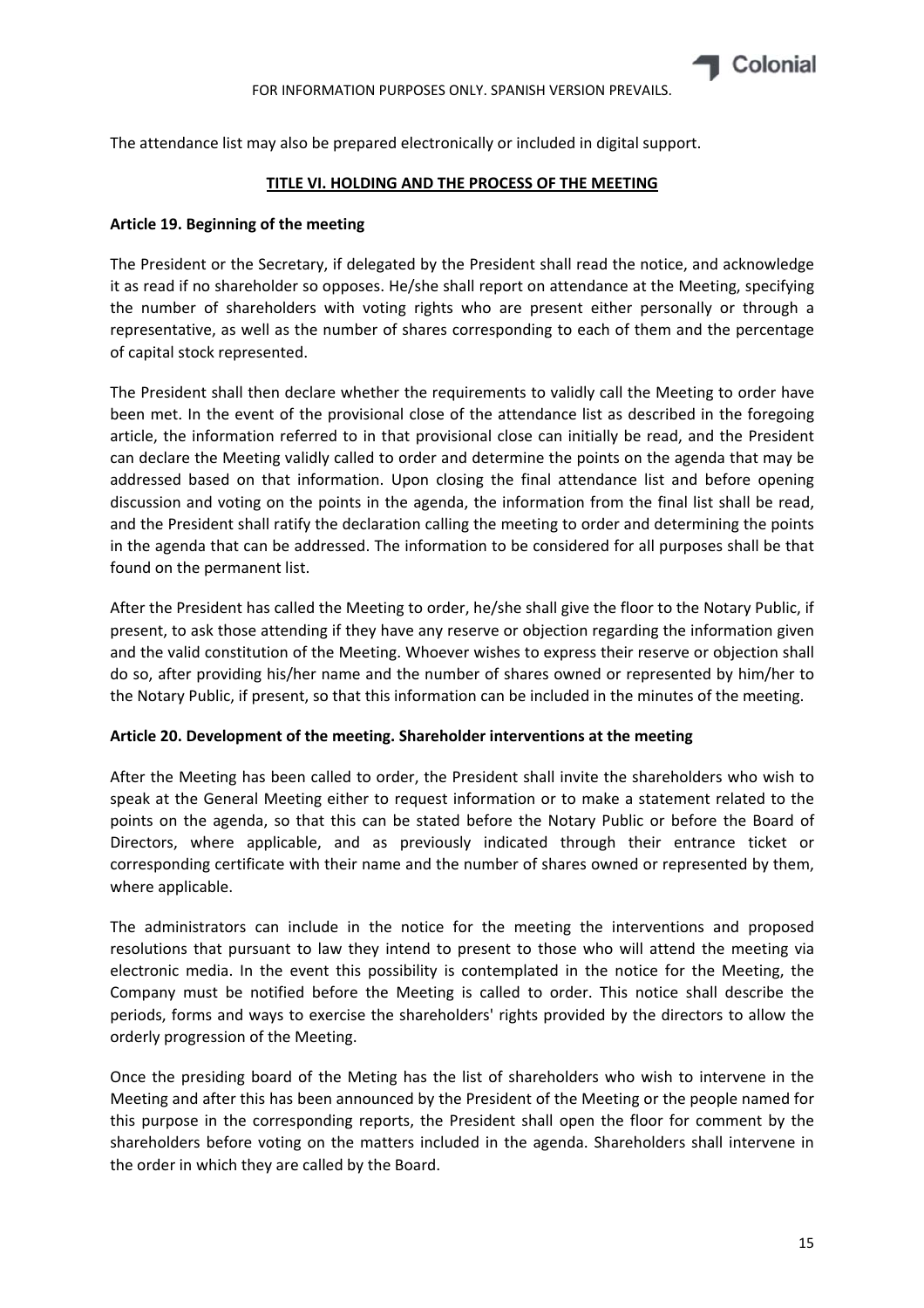The attendance list may also be prepared electronically or included in digital support.

## TITLE VI. HOLDING AND THE PROCESS OF THE MEETING

### Article 19. Beginning of the meeting

The President or the Secretary, if delegated by the President shall read the notice, and acknowledge it as read if no shareholder so opposes. He/she shall report on attendance at the Meeting, specifying the number of shareholders with voting rights who are present either personally or through a representative, as well as the number of shares corresponding to each of them and the percentage of capital stock represented.

The President shall then declare whether the requirements to validly call the Meeting to order have been met. In the event of the provisional close of the attendance list as described in the foregoing article, the information referred to in that provisional close can initially be read, and the President can declare the Meeting validly called to order and determine the points on the agenda that may be addressed based on that information. Upon closing the final attendance list and before opening discussion and voting on the points in the agenda, the information from the final list shall be read, and the President shall ratify the declaration calling the meeting to order and determining the points in the agenda that can be addressed. The information to be considered for all purposes shall be that found on the permanent list.

After the President has called the Meeting to order, he/she shall give the floor to the Notary Public, if present, to ask those attending if they have any reserve or objection regarding the information given and the valid constitution of the Meeting. Whoever wishes to express their reserve or objection shall do so, after providing his/her name and the number of shares owned or represented by him/her to the Notary Public, if present, so that this information can be included in the minutes of the meeting.

### Article 20. Development of the meeting. Shareholder interventions at the meeting

After the Meeting has been called to order, the President shall invite the shareholders who wish to speak at the General Meeting either to request information or to make a statement related to the points on the agenda, so that this can be stated before the Notary Public or before the Board of Directors, where applicable, and as previously indicated through their entrance ticket or corresponding certificate with their name and the number of shares owned or represented by them, where applicable.

The administrators can include in the notice for the meeting the interventions and proposed resolutions that pursuant to law they intend to present to those who will attend the meeting via electronic media. In the event this possibility is contemplated in the notice for the Meeting, the Company must be notified before the Meeting is called to order. This notice shall describe the periods, forms and ways to exercise the shareholders' rights provided by the directors to allow the orderly progression of the Meeting.

Once the presiding board of the Meting has the list of shareholders who wish to intervene in the Meeting and after this has been announced by the President of the Meeting or the people named for this purpose in the corresponding reports, the President shall open the floor for comment by the shareholders before voting on the matters included in the agenda. Shareholders shall intervene in the order in which they are called by the Board.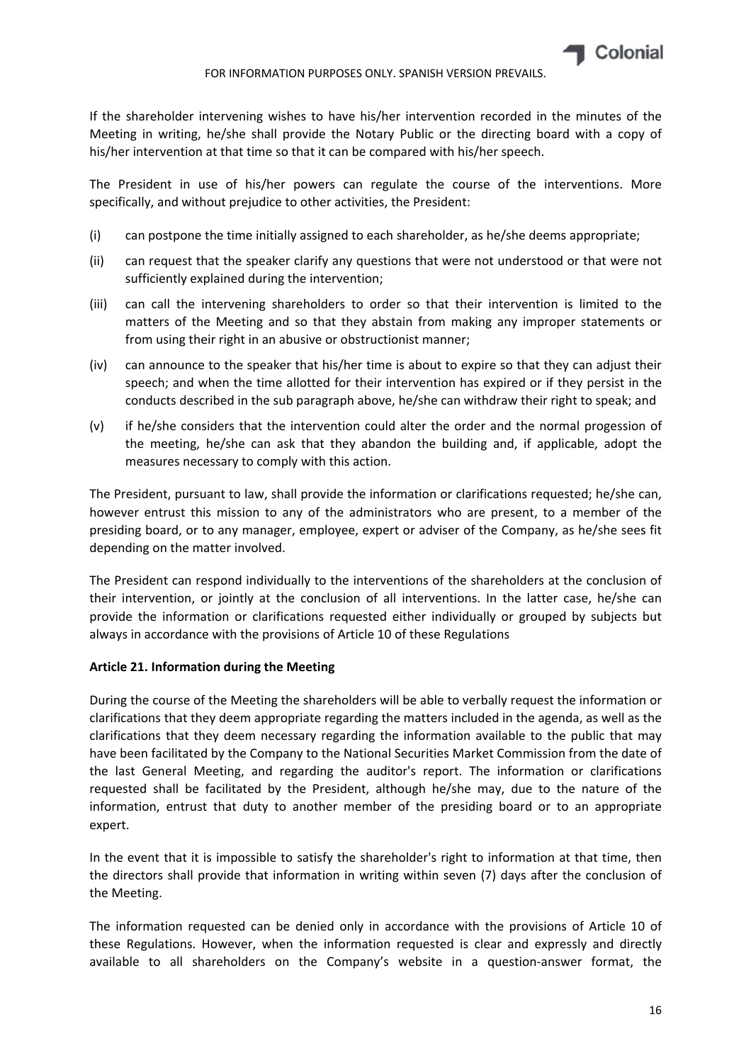If the shareholder intervening wishes to have his/her intervention recorded in the minutes of the Meeting in writing, he/she shall provide the Notary Public or the directing board with a copy of his/her intervention at that time so that it can be compared with his/her speech.

The President in use of his/her powers can regulate the course of the interventions. More specifically, and without prejudice to other activities, the President:

(i) can postpone the time initially assigned to each shareholder, as he/she deems appropriate;

(ii) can request that the speaker clarify any questions that were not understood or that were not sufficiently explained during the intervention;

(iii) can call the intervening shareholders to order so that their intervention is limited to the matters of the Meeting and so that they abstain from making any improper statements or from using their right in an abusive or obstructionist manner;

(iv) can announce to the speaker that his/her time is about to expire so that they can adjust their speech; and when the time allotted for their intervention has expired or if they persist in the conducts described in the sub paragraph above, he/she can withdraw their right to speak; and

(v) if he/she considers that the intervention could alter the order and the normal progession of the meeting, he/she can ask that they abandon the building and, if applicable, adopt the measures necessary to comply with this action.

The President, pursuant to law, shall provide the information or clarifications requested; he/she can, however entrust this mission to any of the administrators who are present, to a member of the presiding board, or to any manager, employee, expert or adviser of the Company, as he/she sees fit depending on the matter involved.

The President can respond individually to the interventions of the shareholders at the conclusion of their intervention, or jointly at the conclusion of all interventions. In the latter case, he/she can provide the information or clarifications requested either individually or grouped by subjects but always in accordance with the provisions of Article 10 of these Regulations

**Article 21. Information during the Meeting**

During the course of the Meeting the shareholders will be able to verbally request the information or clarifications that they deem appropriate regarding the matters included in the agenda, as well as the clarifications that they deem necessary regarding the information available to the public that may have been facilitated by the Company to the National Securities Market Commission from the date of the last General Meeting, and regarding the auditor's report. The information or clarifications requested shall be facilitated by the President, although he/she may, due to the nature of the information, entrust that duty to another member of the presiding board or to an appropriate expert.

In the event that it is impossible to satisfy the shareholder's right to information at that time, then the directors shall provide that information in writing within seven (7) days after the conclusion of the Meeting.

The information requested can be denied only in accordance with the provisions of Article 10 of these Regulations. However, when the information requested is clear and expressly and directly available to all shareholders on the Company's website in a question-answer format, the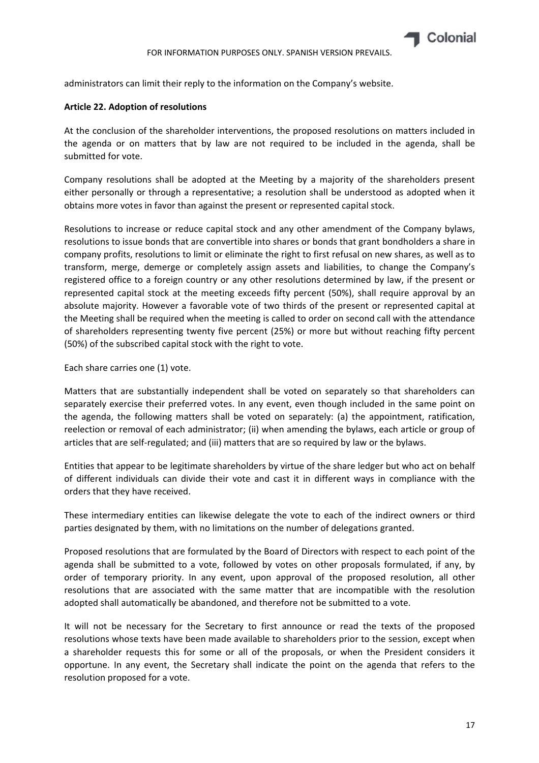administrators can limit their reply to the information on the Company's website.

**Article 22. Adoption of resolutions**

At the conclusion of the shareholder interventions, the proposed resolutions on matters included in the agenda or on matters that by law are not required to be included in the agenda, shall be submitted for vote.

Company resolutions shall be adopted at the Meeting by a majority of the shareholders present either personally or through a representative; a resolution shall be understood as adopted when it obtains more votes in favor than against the present or represented capital stock.

Resolutions to increase or reduce capital stock and any other amendment of the Company bylaws, resolutions to issue bonds that are convertible into shares or bonds that grant bondholders a share in company profits, resolutions to limit or eliminate the right to first refusal on new shares, as well as to transform, merge, demerge or completely assign assets and liabilities, to change the Company's registered office to a foreign country or any other resolutions determined by law, if the present or represented capital stock at the meeting exceeds fifty percent (50%), shall require approval by an absolute majority. However a favorable vote of two thirds of the present or represented capital at the Meeting shall be required when the meeting is called to order on second call with the attendance of shareholders representing twenty five percent (25%) or more but without reaching fifty percent (50%) of the subscribed capital stock with the right to vote.

Each share carries one (1) vote.

Matters that are substantially independent shall be voted on separately so that shareholders can separately exercise their preferred votes. In any event, even though included in the same point on the agenda, the following matters shall be voted on separately: (a) the appointment, ratification, reelection or removal of each administrator; (ii) when amending the bylaws, each article or group of articles that are self-regulated; and (iii) matters that are so required by law or the bylaws.

Entities that appear to be legitimate shareholders by virtue of the share ledger but who act on behalf of different individuals can divide their vote and cast it in different ways in compliance with the orders that they have received.

These intermediary entities can likewise delegate the vote to each of the indirect owners or third parties designated by them, with no limitations on the number of delegations granted.

Proposed resolutions that are formulated by the Board of Directors with respect to each point of the agenda shall be submitted to a vote, followed by votes on other proposals formulated, if any, by order of temporary priority. In any event, upon approval of the proposed resolution, all other resolutions that are associated with the same matter that are incompatible with the resolution adopted shall automatically be abandoned, and therefore not be submitted to a vote.

It will not be necessary for the Secretary to first announce or read the texts of the proposed resolutions whose texts have been made available to shareholders prior to the session, except when a shareholder requests this for some or all of the proposals, or when the President considers it opportune. In any event, the Secretary shall indicate the point on the agenda that refers to the resolution proposed for a vote.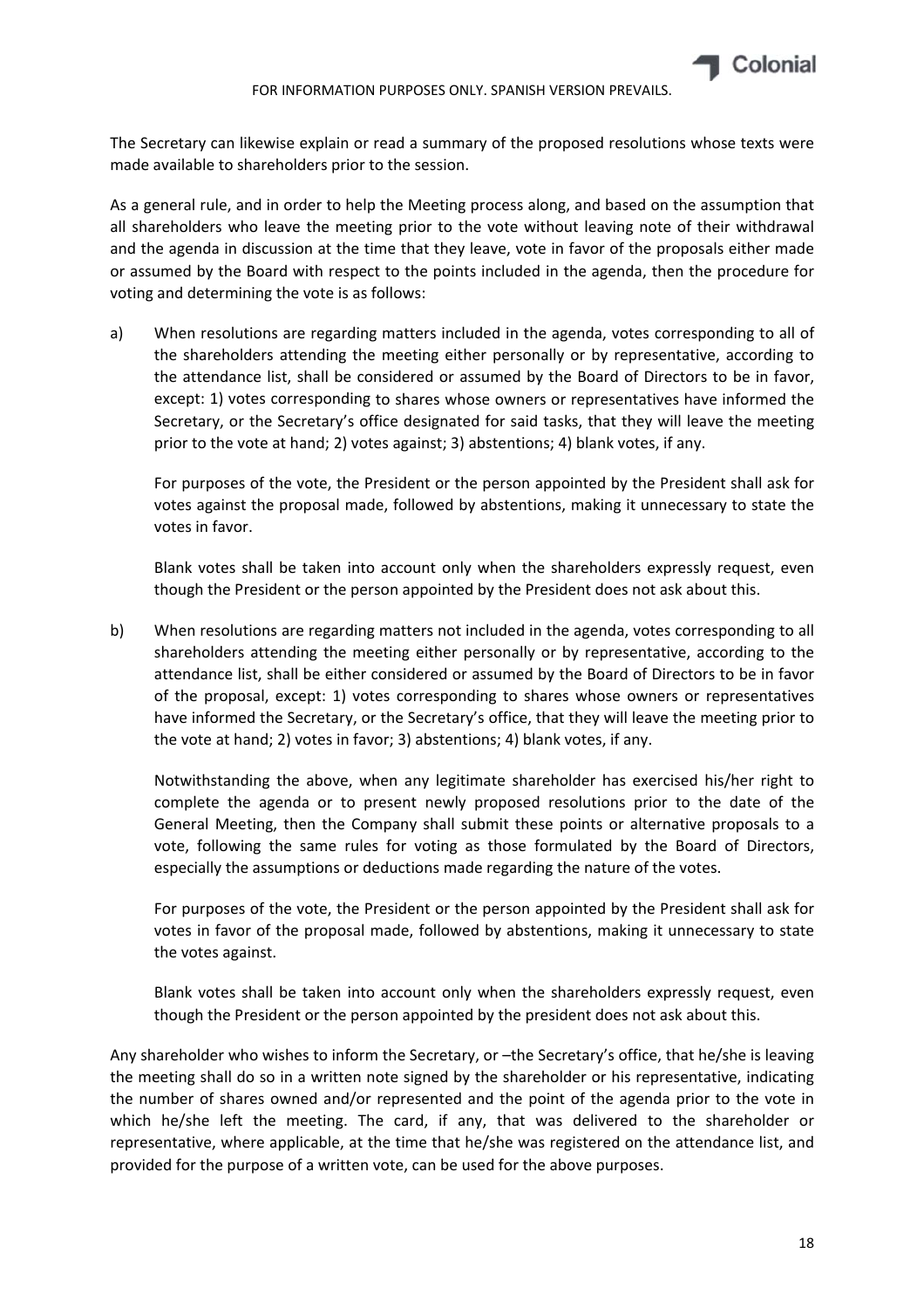The Secretary can likewise explain or read a summary of the proposed resolutions whose texts were made available to shareholders prior to the session.

As a general rule, and in order to help the Meeting process along, and based on the assumption that all shareholders who leave the meeting prior to the vote without leaving note of their withdrawal and the agenda in discussion at the time that they leave, vote in favor of the proposals either made or assumed by the Board with respect to the points included in the agenda, then the procedure for voting and determining the vote is as follows:

a) When resolutions are regarding matters included in the agenda, votes corresponding to all of the shareholders attending the meeting either personally or by representative, according to the attendance list, shall be considered or assumed by the Board of Directors to be in favor, except: 1) votes corresponding to shares whose owners or representatives have informed the Secretary, or the Secretary's office designated for said tasks, that they will leave the meeting prior to the vote at hand; 2) votes against; 3) abstentions; 4) blank votes, if any.

   For purposes of the vote, the President or the person appointed by the President shall ask for votes against the proposal made, followed by abstentions, making it unnecessary to state the votes in favor.

   Blank votes shall be taken into account only when the shareholders expressly request, even though the President or the person appointed by the President does not ask about this.

b) When resolutions are regarding matters not included in the agenda, votes corresponding to all shareholders attending the meeting either personally or by representative, according to the attendance list, shall be either considered or assumed by the Board of Directors to be in favor of the proposal, except: 1) votes corresponding to shares whose owners or representatives have informed the Secretary, or the Secretary's office, that they will leave the meeting prior to the vote at hand; 2) votes in favor; 3) abstentions; 4) blank votes, if any.

   Notwithstanding the above, when any legitimate shareholder has exercised his/her right to complete the agenda or to present newly proposed resolutions prior to the date of the General Meeting, then the Company shall submit these points or alternative proposals to a vote, following the same rules for voting as those formulated by the Board of Directors, especially the assumptions or deductions made regarding the nature of the votes.

   For purposes of the vote, the President or the person appointed by the President shall ask for votes in favor of the proposal made, followed by abstentions, making it unnecessary to state the votes against.

   Blank votes shall be taken into account only when the shareholders expressly request, even though the President or the person appointed by the president does not ask about this.

Any shareholder who wishes to inform the Secretary, or –the Secretary's office, that he/she is leaving the meeting shall do so in a written note signed by the shareholder or his representative, indicating the number of shares owned and/or represented and the point of the agenda prior to the vote in which he/she left the meeting. The card, if any, that was delivered to the shareholder or representative, where applicable, at the time that he/she was registered on the attendance list, and provided for the purpose of a written vote, can be used for the above purposes.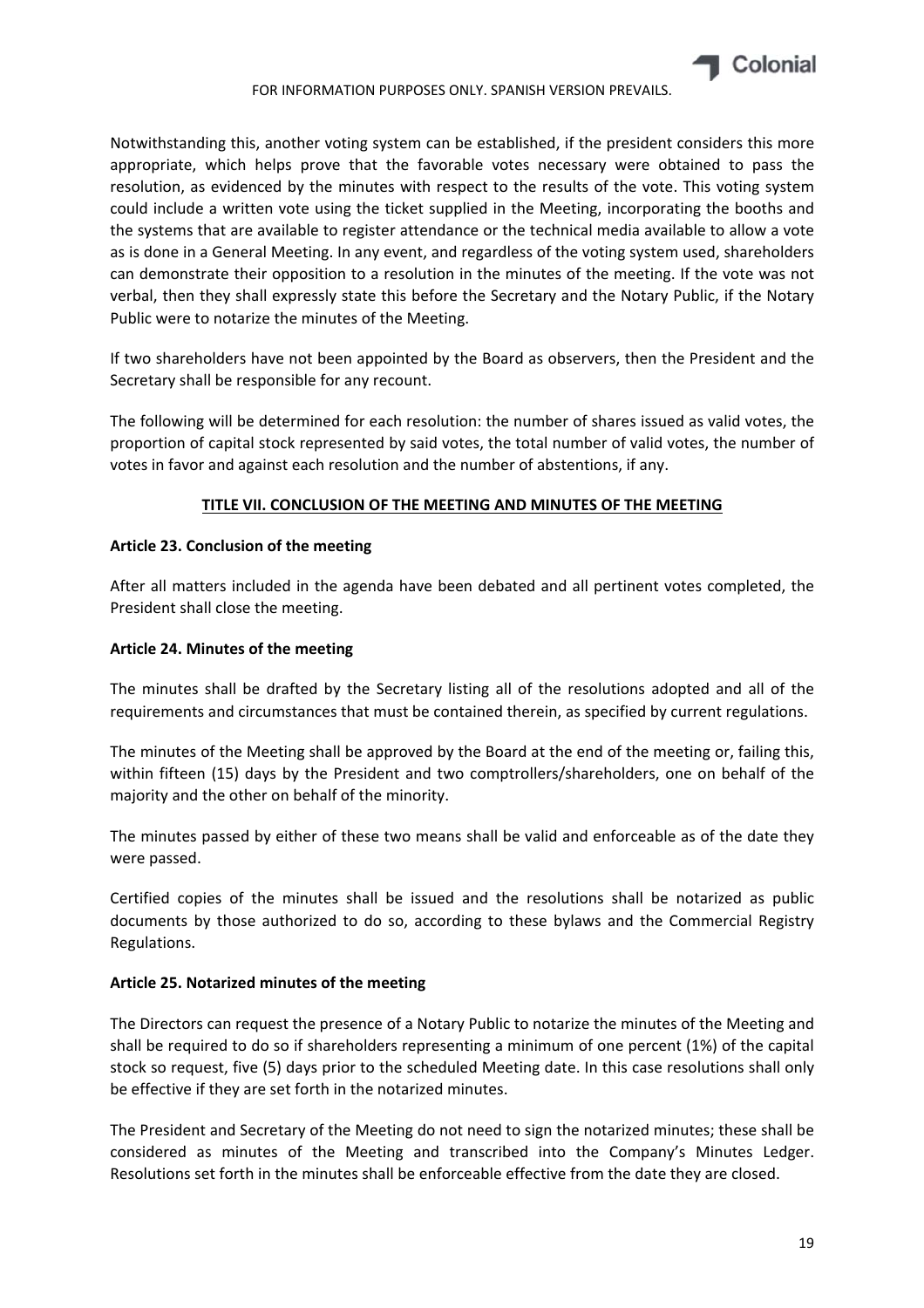Notwithstanding this, another voting system can be established, if the president considers this more appropriate, which helps prove that the favorable votes necessary were obtained to pass the resolution, as evidenced by the minutes with respect to the results of the vote. This voting system could include a written vote using the ticket supplied in the Meeting, incorporating the booths and the systems that are available to register attendance or the technical media available to allow a vote as is done in a General Meeting. In any event, and regardless of the voting system used, shareholders can demonstrate their opposition to a resolution in the minutes of the meeting. If the vote was not verbal, then they shall expressly state this before the Secretary and the Notary Public, if the Notary Public were to notarize the minutes of the Meeting.

If two shareholders have not been appointed by the Board as observers, then the President and the Secretary shall be responsible for any recount.

The following will be determined for each resolution: the number of shares issued as valid votes, the proportion of capital stock represented by said votes, the total number of valid votes, the number of votes in favor and against each resolution and the number of abstentions, if any.

## TITLE VII. CONCLUSION OF THE MEETING AND MINUTES OF THE MEETING

### Article 23. Conclusion of the meeting

After all matters included in the agenda have been debated and all pertinent votes completed, the President shall close the meeting.

### Article 24. Minutes of the meeting

The minutes shall be drafted by the Secretary listing all of the resolutions adopted and all of the requirements and circumstances that must be contained therein, as specified by current regulations.

The minutes of the Meeting shall be approved by the Board at the end of the meeting or, failing this, within fifteen (15) days by the President and two comptrollers/shareholders, one on behalf of the majority and the other on behalf of the minority.

The minutes passed by either of these two means shall be valid and enforceable as of the date they were passed.

Certified copies of the minutes shall be issued and the resolutions shall be notarized as public documents by those authorized to do so, according to these bylaws and the Commercial Registry Regulations.

### Article 25. Notarized minutes of the meeting

The Directors can request the presence of a Notary Public to notarize the minutes of the Meeting and shall be required to do so if shareholders representing a minimum of one percent (1%) of the capital stock so request, five (5) days prior to the scheduled Meeting date. In this case resolutions shall only be effective if they are set forth in the notarized minutes.

The President and Secretary of the Meeting do not need to sign the notarized minutes; these shall be considered as minutes of the Meeting and transcribed into the Company's Minutes Ledger. Resolutions set forth in the minutes shall be enforceable effective from the date they are closed.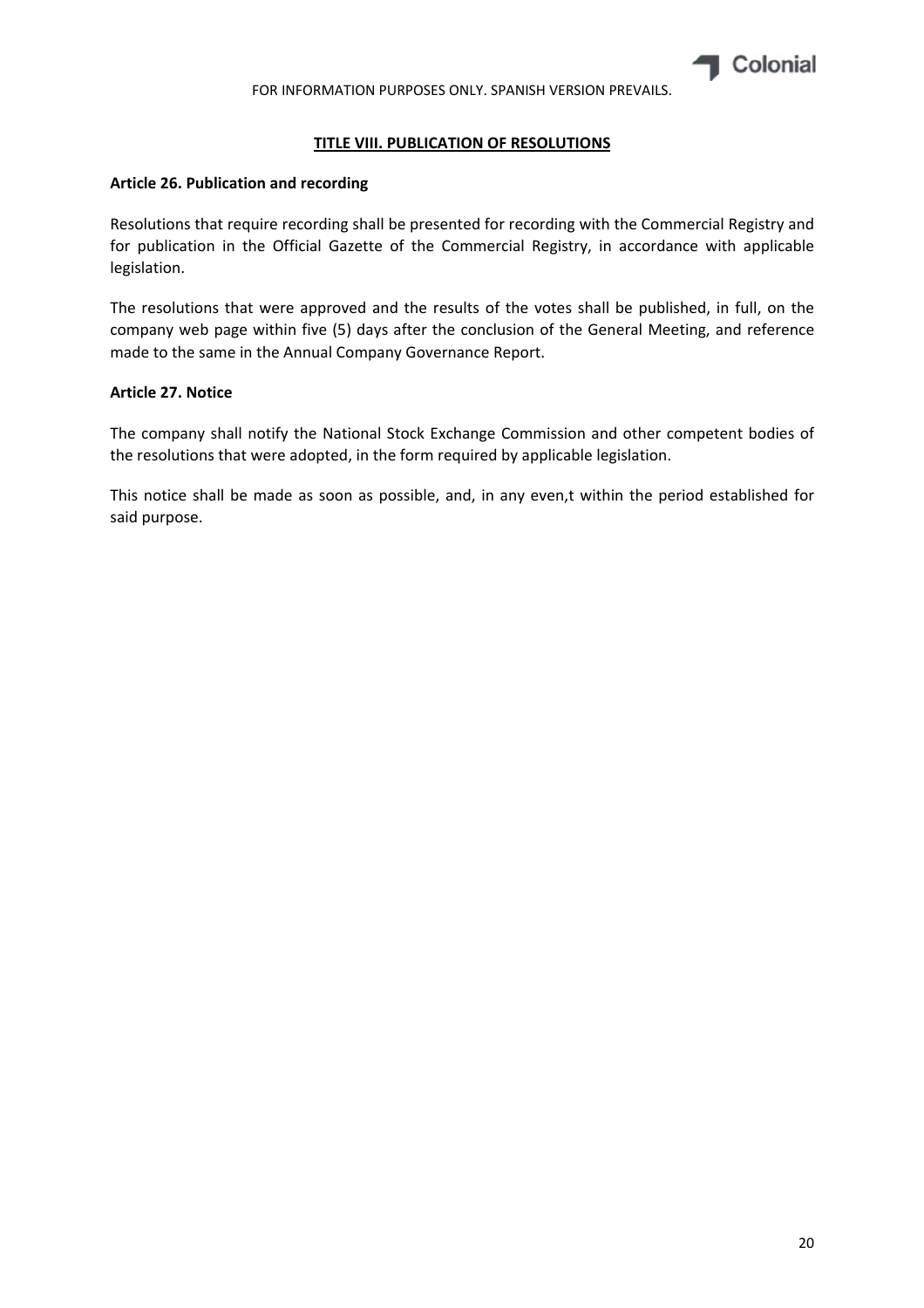## TITLE VIII. PUBLICATION OF RESOLUTIONS

### Article 26. Publication and recording

Resolutions that require recording shall be presented for recording with the Commercial Registry and for publication in the Official Gazette of the Commercial Registry, in accordance with applicable legislation.

The resolutions that were approved and the results of the votes shall be published, in full, on the company web page within five (5) days after the conclusion of the General Meeting, and reference made to the same in the Annual Company Governance Report.

### Article 27. Notice

The company shall notify the National Stock Exchange Commission and other competent bodies of the resolutions that were adopted, in the form required by applicable legislation.

This notice shall be made as soon as possible, and, in any even,t within the period established for said purpose.